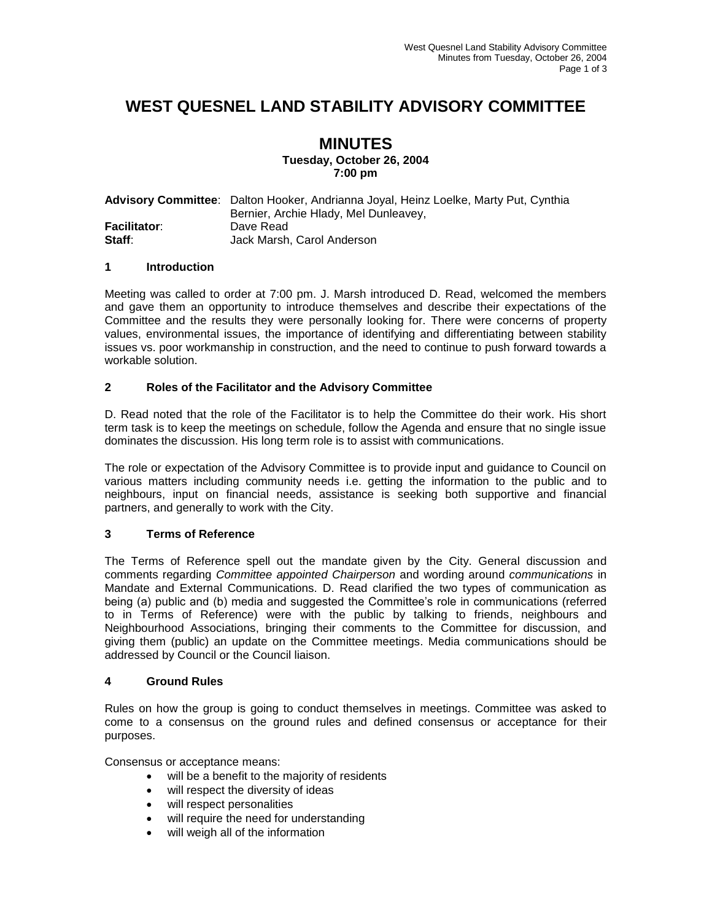# WEST QUESNEL LAND STABILITY ADVISORY COMMITTEE

## MINUTES

**Tuesday, October 26, 2004**
**7:00 pm**

**Advisory Committee**: Dalton Hooker, Andrianna Joyal, Heinz Loelke, Marty Put, Cynthia Bernier, Archie Hlady, Mel Dunleavey,
**Facilitator**: Dave Read
**Staff**: Jack Marsh, Carol Anderson

### 1 Introduction

Meeting was called to order at 7:00 pm. J. Marsh introduced D. Read, welcomed the members and gave them an opportunity to introduce themselves and describe their expectations of the Committee and the results they were personally looking for. There were concerns of property values, environmental issues, the importance of identifying and differentiating between stability issues vs. poor workmanship in construction, and the need to continue to push forward towards a workable solution.

### 2 Roles of the Facilitator and the Advisory Committee

D. Read noted that the role of the Facilitator is to help the Committee do their work. His short term task is to keep the meetings on schedule, follow the Agenda and ensure that no single issue dominates the discussion. His long term role is to assist with communications.

The role or expectation of the Advisory Committee is to provide input and guidance to Council on various matters including community needs i.e. getting the information to the public and to neighbours, input on financial needs, assistance is seeking both supportive and financial partners, and generally to work with the City.

### 3 Terms of Reference

The Terms of Reference spell out the mandate given by the City. General discussion and comments regarding *Committee appointed Chairperson* and wording around *communications* in Mandate and External Communications. D. Read clarified the two types of communication as being (a) public and (b) media and suggested the Committee's role in communications (referred to in Terms of Reference) were with the public by talking to friends, neighbours and Neighbourhood Associations, bringing their comments to the Committee for discussion, and giving them (public) an update on the Committee meetings. Media communications should be addressed by Council or the Council liaison.

### 4 Ground Rules

Rules on how the group is going to conduct themselves in meetings. Committee was asked to come to a consensus on the ground rules and defined consensus or acceptance for their purposes.

Consensus or acceptance means:

- will be a benefit to the majority of residents
- will respect the diversity of ideas
- will respect personalities
- will require the need for understanding
- will weigh all of the information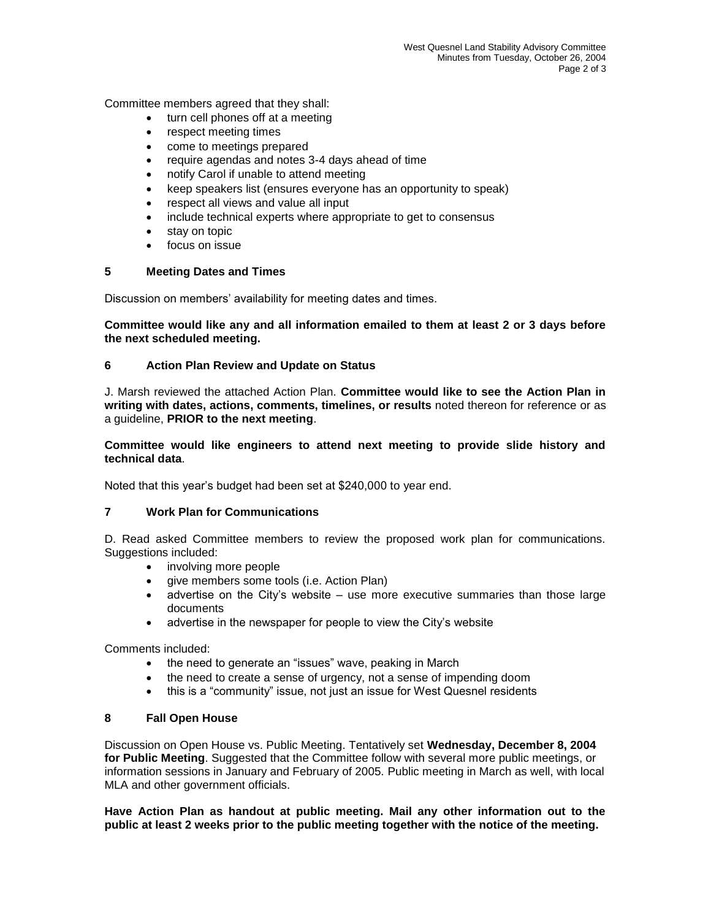Committee members agreed that they shall:

- turn cell phones off at a meeting
- respect meeting times
- come to meetings prepared
- require agendas and notes 3-4 days ahead of time
- notify Carol if unable to attend meeting
- keep speakers list (ensures everyone has an opportunity to speak)
- respect all views and value all input
- include technical experts where appropriate to get to consensus
- stay on topic
- focus on issue

## 5 Meeting Dates and Times

Discussion on members' availability for meeting dates and times.

**Committee would like any and all information emailed to them at least 2 or 3 days before the next scheduled meeting.**

## 6 Action Plan Review and Update on Status

J. Marsh reviewed the attached Action Plan. **Committee would like to see the Action Plan in writing with dates, actions, comments, timelines, or results** noted thereon for reference or as a guideline, **PRIOR to the next meeting**.

**Committee would like engineers to attend next meeting to provide slide history and technical data**.

Noted that this year's budget had been set at $240,000 to year end.

## 7 Work Plan for Communications

D. Read asked Committee members to review the proposed work plan for communications. Suggestions included:

- involving more people
- give members some tools (i.e. Action Plan)
- advertise on the City's website – use more executive summaries than those large documents
- advertise in the newspaper for people to view the City's website

Comments included:

- the need to generate an "issues" wave, peaking in March
- the need to create a sense of urgency, not a sense of impending doom
- this is a "community" issue, not just an issue for West Quesnel residents

## 8 Fall Open House

Discussion on Open House vs. Public Meeting. Tentatively set **Wednesday, December 8, 2004 for Public Meeting**. Suggested that the Committee follow with several more public meetings, or information sessions in January and February of 2005. Public meeting in March as well, with local MLA and other government officials.

**Have Action Plan as handout at public meeting. Mail any other information out to the public at least 2 weeks prior to the public meeting together with the notice of the meeting.**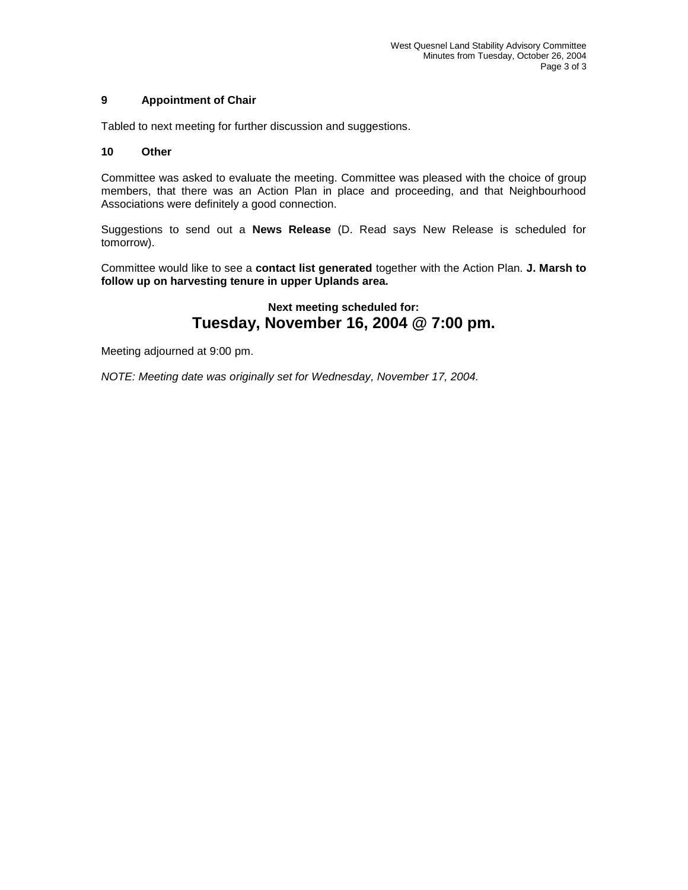## 9 Appointment of Chair

Tabled to next meeting for further discussion and suggestions.

## 10 Other

Committee was asked to evaluate the meeting. Committee was pleased with the choice of group members, that there was an Action Plan in place and proceeding, and that Neighbourhood Associations were definitely a good connection.

Suggestions to send out a **News Release** (D. Read says New Release is scheduled for tomorrow).

Committee would like to see a **contact list generated** together with the Action Plan. **J. Marsh to follow up on harvesting tenure in upper Uplands area.**

**Next meeting scheduled for:**
**Tuesday, November 16, 2004 @ 7:00 pm.**

Meeting adjourned at 9:00 pm.

*NOTE: Meeting date was originally set for Wednesday, November 17, 2004.*